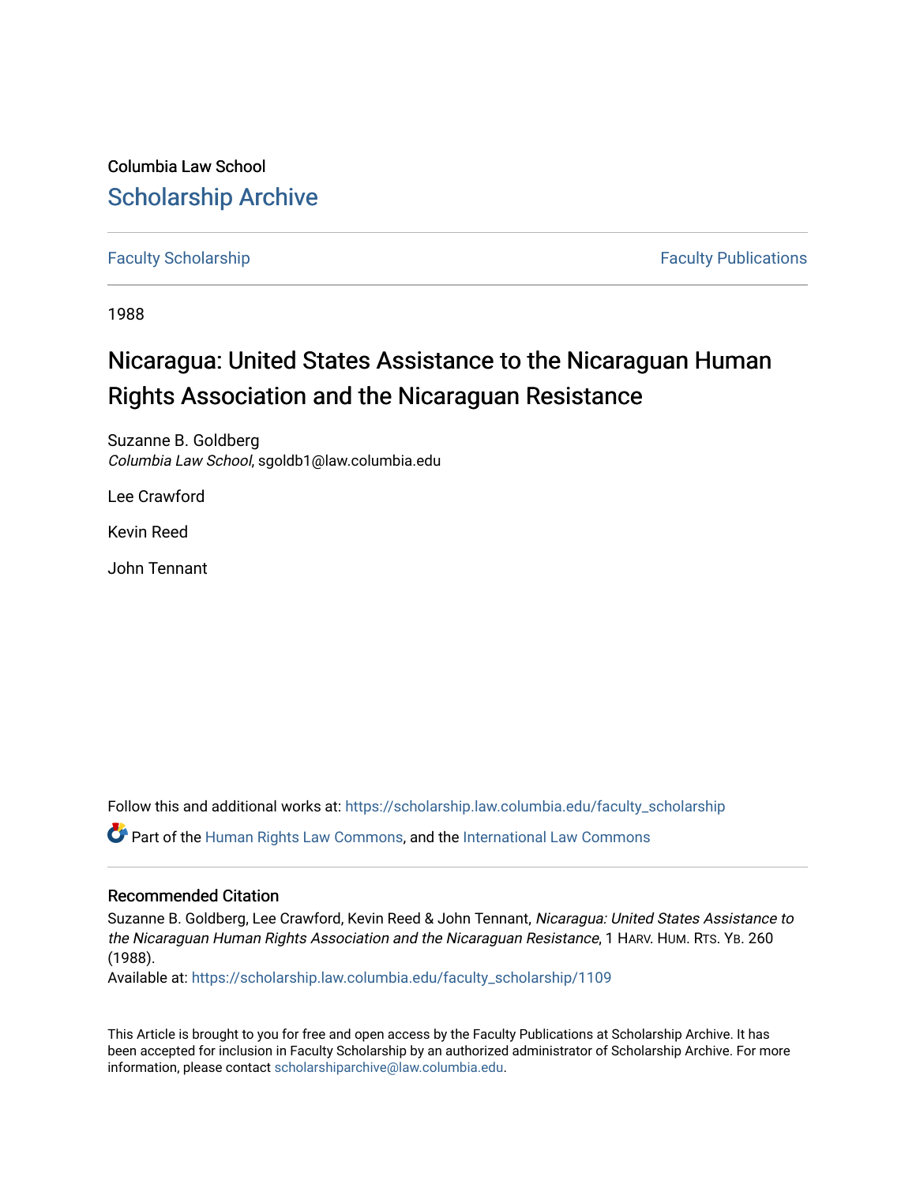Columbia Law School

# Scholarship Archive

Faculty Scholarship | Faculty Publications

1988

# Nicaragua: United States Assistance to the Nicaraguan Human Rights Association and the Nicaraguan Resistance

Suzanne B. Goldberg
*Columbia Law School*, sgoldb1@law.columbia.edu

Lee Crawford

Kevin Reed

John Tennant

Follow this and additional works at: https://scholarship.law.columbia.edu/faculty_scholarship

Part of the Human Rights Law Commons, and the International Law Commons

## Recommended Citation

Suzanne B. Goldberg, Lee Crawford, Kevin Reed & John Tennant, *Nicaragua: United States Assistance to the Nicaraguan Human Rights Association and the Nicaraguan Resistance*, 1 HARV. HUM. RTS. YB. 260 (1988).

Available at: https://scholarship.law.columbia.edu/faculty_scholarship/1109

This Article is brought to you for free and open access by the Faculty Publications at Scholarship Archive. It has been accepted for inclusion in Faculty Scholarship by an authorized administrator of Scholarship Archive. For more information, please contact scholarshiparchive@law.columbia.edu.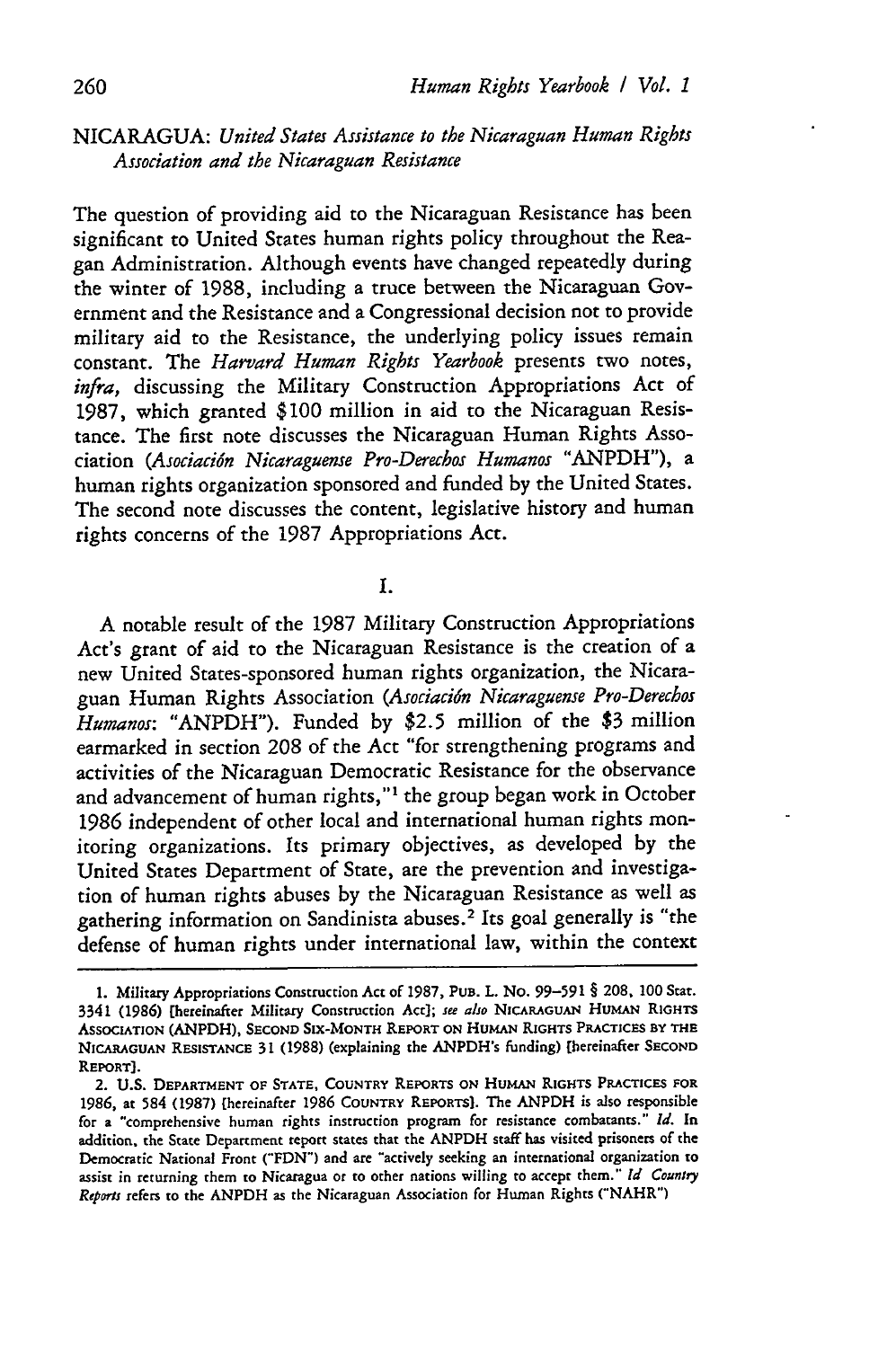## NICARAGUA: *United States Assistance to the Nicaraguan Human Rights Association and the Nicaraguan Resistance*

The question of providing aid to the Nicaraguan Resistance has been significant to United States human rights policy throughout the Reagan Administration. Although events have changed repeatedly during the winter of 1988, including a truce between the Nicaraguan Government and the Resistance and a Congressional decision not to provide military aid to the Resistance, the underlying policy issues remain constant. The *Harvard Human Rights Yearbook* presents two notes, *infra*, discussing the Military Construction Appropriations Act of 1987, which granted $100 million in aid to the Nicaraguan Resistance. The first note discusses the Nicaraguan Human Rights Association (*Asociación Nicaraguense Pro-Derechos Humanos* "ANPDH"), a human rights organization sponsored and funded by the United States. The second note discusses the content, legislative history and human rights concerns of the 1987 Appropriations Act.

I.

A notable result of the 1987 Military Construction Appropriations Act's grant of aid to the Nicaraguan Resistance is the creation of a new United States-sponsored human rights organization, the Nicaraguan Human Rights Association (*Asociación Nicaraguense Pro-Derechos Humanos*: "ANPDH"). Funded by $2.5 million of the $3 million earmarked in section 208 of the Act "for strengthening programs and activities of the Nicaraguan Democratic Resistance for the observance and advancement of human rights,"[1] the group began work in October 1986 independent of other local and international human rights monitoring organizations. Its primary objectives, as developed by the United States Department of State, are the prevention and investigation of human rights abuses by the Nicaraguan Resistance as well as gathering information on Sandinista abuses.[2] Its goal generally is "the defense of human rights under international law, within the context

---

1. Military Appropriations Construction Act of 1987, PUB. L. NO. 99–591 § 208, 100 Stat. 3341 (1986) [hereinafter Military Construction Act]; *see also* NICARAGUAN HUMAN RIGHTS ASSOCIATION (ANPDH), SECOND SIX-MONTH REPORT ON HUMAN RIGHTS PRACTICES BY THE NICARAGUAN RESISTANCE 31 (1988) (explaining the ANPDH's funding) [hereinafter SECOND REPORT].

2. U.S. DEPARTMENT OF STATE, COUNTRY REPORTS ON HUMAN RIGHTS PRACTICES FOR 1986, at 584 (1987) [hereinafter 1986 COUNTRY REPORTS]. The ANPDH is also responsible for a "comprehensive human rights instruction program for resistance combatants." *Id.* In addition, the State Department report states that the ANPDH staff has visited prisoners of the Democratic National Front ("FDN") and are "actively seeking an international organization to assist in returning them to Nicaragua or to other nations willing to accept them." *Id Country Reports* refers to the ANPDH as the Nicaraguan Association for Human Rights ("NAHR")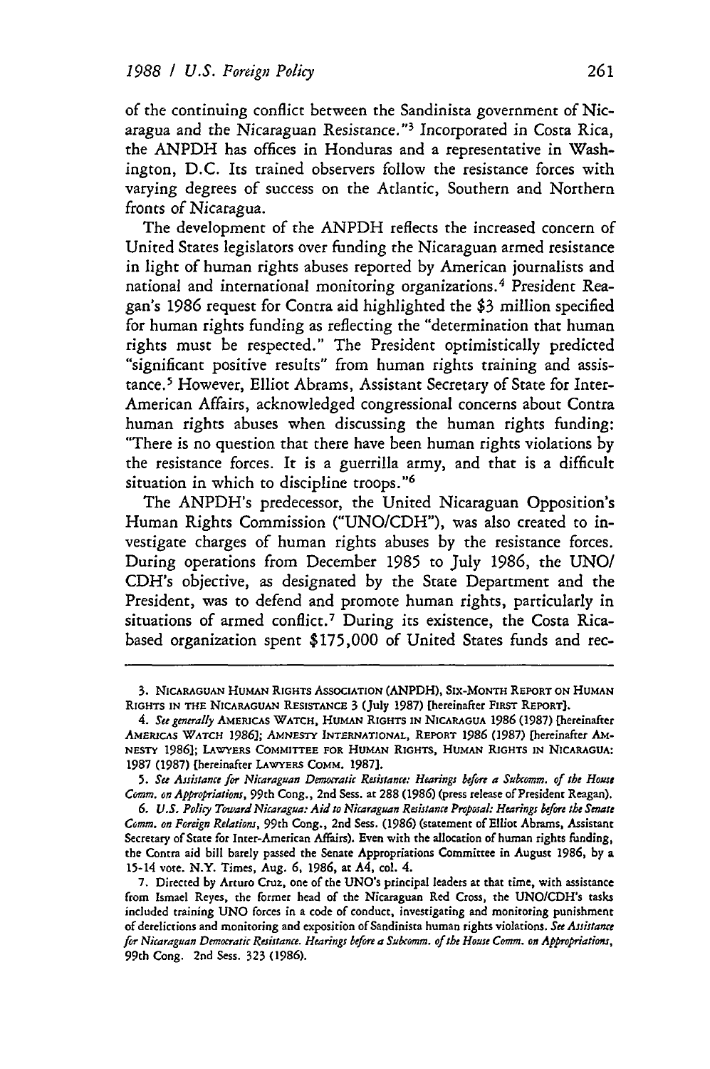of the continuing conflict between the Sandinista government of Nicaragua and the Nicaraguan Resistance."[3] Incorporated in Costa Rica, the ANPDH has offices in Honduras and a representative in Washington, D.C. Its trained observers follow the resistance forces with varying degrees of success on the Atlantic, Southern and Northern fronts of Nicaragua.

The development of the ANPDH reflects the increased concern of United States legislators over funding the Nicaraguan armed resistance in light of human rights abuses reported by American journalists and national and international monitoring organizations.[4] President Reagan's 1986 request for Contra aid highlighted the $3 million specified for human rights funding as reflecting the "determination that human rights must be respected." The President optimistically predicted "significant positive results" from human rights training and assistance.[5] However, Elliot Abrams, Assistant Secretary of State for Inter-American Affairs, acknowledged congressional concerns about Contra human rights abuses when discussing the human rights funding: "There is no question that there have been human rights violations by the resistance forces. It is a guerrilla army, and that is a difficult situation in which to discipline troops."[6]

The ANPDH's predecessor, the United Nicaraguan Opposition's Human Rights Commission ("UNO/CDH"), was also created to investigate charges of human rights abuses by the resistance forces. During operations from December 1985 to July 1986, the UNO/CDH's objective, as designated by the State Department and the President, was to defend and promote human rights, particularly in situations of armed conflict.[7] During its existence, the Costa Rica-based organization spent $175,000 of United States funds and rec-

---

3. NICARAGUAN HUMAN RIGHTS ASSOCIATION (ANPDH), SIX-MONTH REPORT ON HUMAN RIGHTS IN THE NICARAGUAN RESISTANCE 3 (July 1987) [hereinafter FIRST REPORT].

4. *See generally* AMERICAS WATCH, HUMAN RIGHTS IN NICARAGUA 1986 (1987) [hereinafter AMERICAS WATCH 1986]; AMNESTY INTERNATIONAL, REPORT 1986 (1987) [hereinafter AMNESTY 1986]; LAWYERS COMMITTEE FOR HUMAN RIGHTS, HUMAN RIGHTS IN NICARAGUA: 1987 (1987) [hereinafter LAWYERS COMM. 1987].

5. *See Assistance for Nicaraguan Democratic Resistance: Hearings before a Subcomm. of the House Comm. on Appropriations*, 99th Cong., 2nd Sess. at 288 (1986) (press release of President Reagan).

6. *U.S. Policy Toward Nicaragua: Aid to Nicaraguan Resistance Proposal: Hearings before the Senate Comm. on Foreign Relations*, 99th Cong., 2nd Sess. (1986) (statement of Elliot Abrams, Assistant Secretary of State for Inter-American Affairs). Even with the allocation of human rights funding, the Contra aid bill barely passed the Senate Appropriations Committee in August 1986, by a 15-14 vote. N.Y. Times, Aug. 6, 1986, at A4, col. 4.

7. Directed by Arturo Cruz, one of the UNO's principal leaders at that time, with assistance from Ismael Reyes, the former head of the Nicaraguan Red Cross, the UNO/CDH's tasks included training UNO forces in a code of conduct, investigating and monitoring punishment of derelictions and monitoring and exposition of Sandinista human rights violations. *See Assistance for Nicaraguan Democratic Resistance. Hearings before a Subcomm. of the House Comm. on Appropriations*, 99th Cong. 2nd Sess. 323 (1986).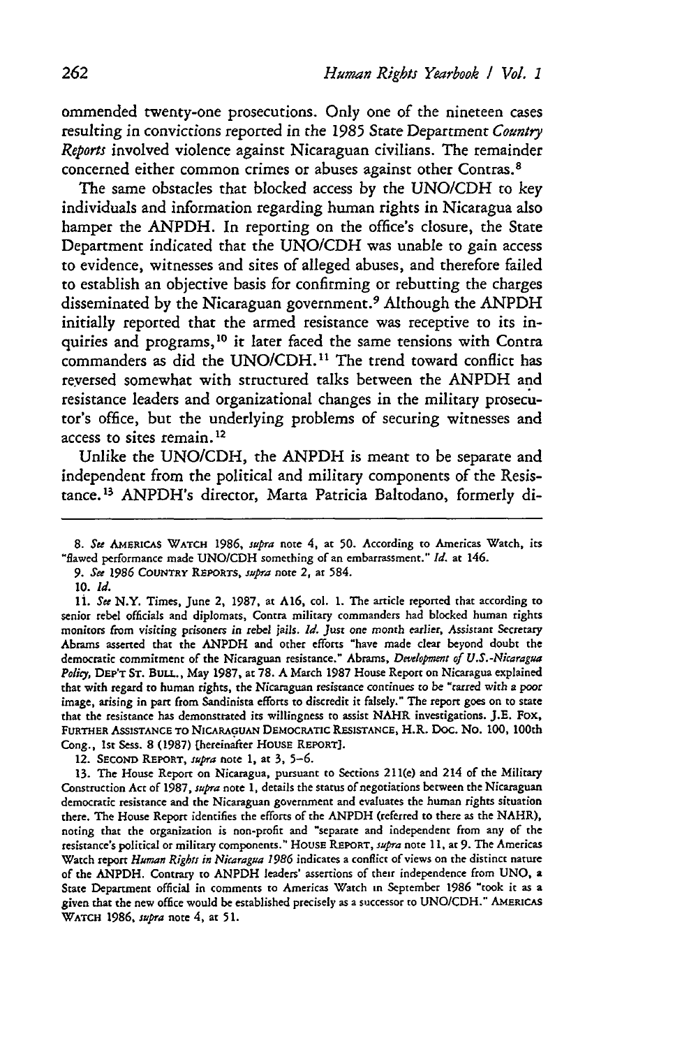ommended twenty-one prosecutions. Only one of the nineteen cases resulting in convictions reported in the 1985 State Department *Country Reports* involved violence against Nicaraguan civilians. The remainder concerned either common crimes or abuses against other Contras.[8]

The same obstacles that blocked access by the UNO/CDH to key individuals and information regarding human rights in Nicaragua also hamper the ANPDH. In reporting on the office's closure, the State Department indicated that the UNO/CDH was unable to gain access to evidence, witnesses and sites of alleged abuses, and therefore failed to establish an objective basis for confirming or rebutting the charges disseminated by the Nicaraguan government.[9] Although the ANPDH initially reported that the armed resistance was receptive to its inquiries and programs,[10] it later faced the same tensions with Contra commanders as did the UNO/CDH.[11] The trend toward conflict has reversed somewhat with structured talks between the ANPDH and resistance leaders and organizational changes in the military prosecutor's office, but the underlying problems of securing witnesses and access to sites remain.[12]

Unlike the UNO/CDH, the ANPDH is meant to be separate and independent from the political and military components of the Resistance.[13] ANPDH's director, Marta Patricia Baltodano, formerly di-

---

8. *See* AMERICAS WATCH 1986, *supra* note 4, at 50. According to Americas Watch, its "flawed performance made UNO/CDH something of an embarrassment." *Id.* at 146.

9. *See* 1986 COUNTRY REPORTS, *supra* note 2, at 584.

10. *Id.*

11. *See* N.Y. Times, June 2, 1987, at A16, col. 1. The article reported that according to senior rebel officials and diplomats, Contra military commanders had blocked human rights monitors from visiting prisoners in rebel jails. *Id.* Just one month earlier, Assistant Secretary Abrams asserted that the ANPDH and other efforts "have made clear beyond doubt the democratic commitment of the Nicaraguan resistance." Abrams, *Development of U.S.-Nicaragua Policy*, DEP'T ST. BULL., May 1987, at 78. A March 1987 House Report on Nicaragua explained that with regard to human rights, the Nicaraguan resistance continues to be "tarred with a poor image, arising in part from Sandinista efforts to discredit it falsely." The report goes on to state that the resistance has demonstrated its willingness to assist NAHR investigations. J.E. Fox, FURTHER ASSISTANCE TO NICARAGUAN DEMOCRATIC RESISTANCE, H.R. DOC. NO. 100, 100th Cong., 1st Sess. 8 (1987) [hereinafter HOUSE REPORT].

12. SECOND REPORT, *supra* note 1, at 3, 5–6.

13. The House Report on Nicaragua, pursuant to Sections 211(e) and 214 of the Military Construction Act of 1987, *supra* note 1, details the status of negotiations between the Nicaraguan democratic resistance and the Nicaraguan government and evaluates the human rights situation there. The House Report identifies the efforts of the ANPDH (referred to there as the NAHR), noting that the organization is non-profit and "separate and independent from any of the resistance's political or military components." HOUSE REPORT, *supra* note 11, at 9. The Americas Watch report *Human Rights in Nicaragua 1986* indicates a conflict of views on the distinct nature of the ANPDH. Contrary to ANPDH leaders' assertions of their independence from UNO, a State Department official in comments to Americas Watch in September 1986 "took it as a given that the new office would be established precisely as a successor to UNO/CDH." AMERICAS WATCH 1986, *supra* note 4, at 51.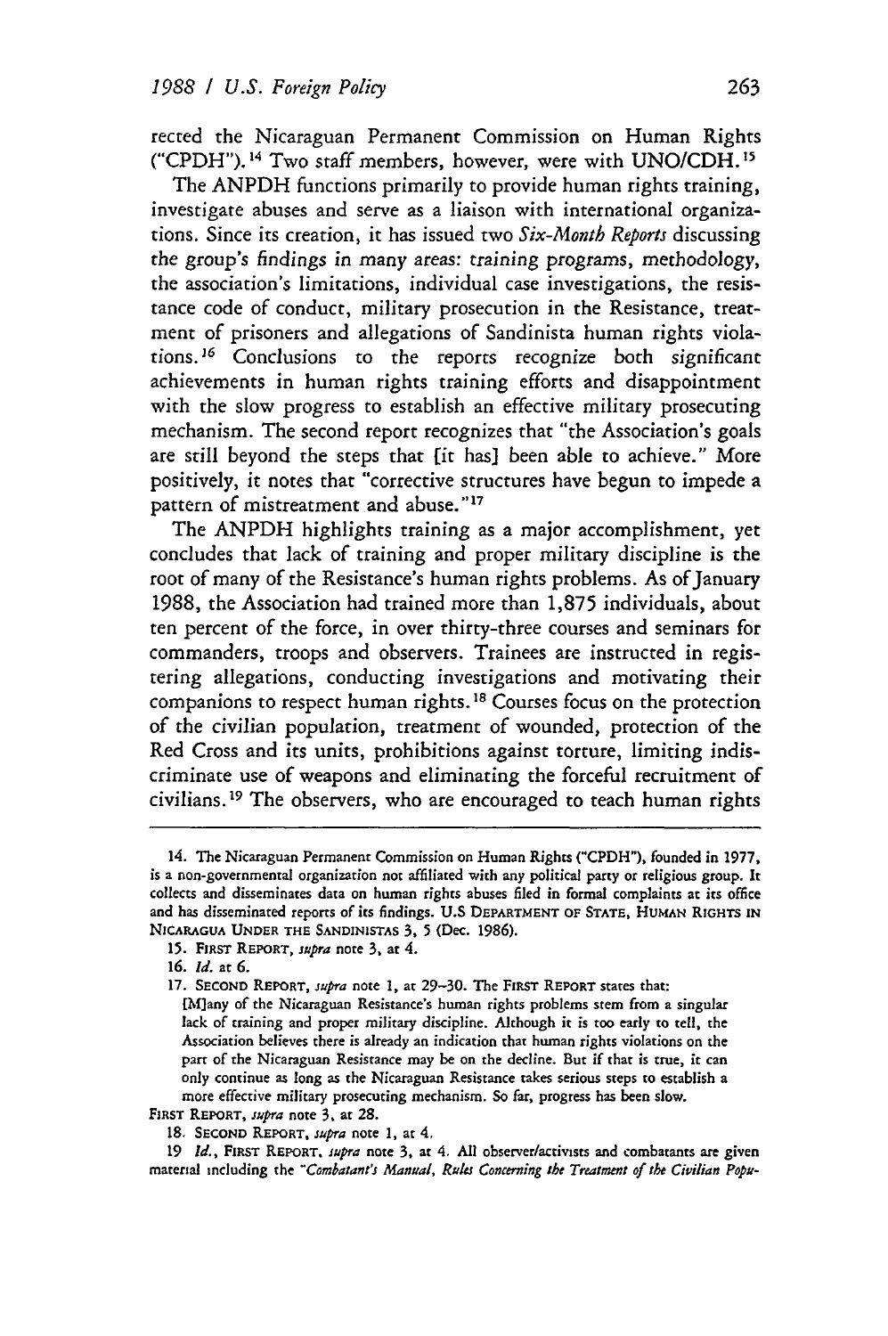rected the Nicaraguan Permanent Commission on Human Rights ("CPDH").[14] Two staff members, however, were with UNO/CDH.[15]

The ANPDH functions primarily to provide human rights training, investigate abuses and serve as a liaison with international organizations. Since its creation, it has issued two *Six-Month Reports* discussing the group's findings in many areas: training programs, methodology, the association's limitations, individual case investigations, the resistance code of conduct, military prosecution in the Resistance, treatment of prisoners and allegations of Sandinista human rights violations.[16] Conclusions to the reports recognize both significant achievements in human rights training efforts and disappointment with the slow progress to establish an effective military prosecuting mechanism. The second report recognizes that "the Association's goals are still beyond the steps that [it has] been able to achieve." More positively, it notes that "corrective structures have begun to impede a pattern of mistreatment and abuse."[17]

The ANPDH highlights training as a major accomplishment, yet concludes that lack of training and proper military discipline is the root of many of the Resistance's human rights problems. As of January 1988, the Association had trained more than 1,875 individuals, about ten percent of the force, in over thirty-three courses and seminars for commanders, troops and observers. Trainees are instructed in registering allegations, conducting investigations and motivating their companions to respect human rights.[18] Courses focus on the protection of the civilian population, treatment of wounded, protection of the Red Cross and its units, prohibitions against torture, limiting indiscriminate use of weapons and eliminating the forceful recruitment of civilians.[19] The observers, who are encouraged to teach human rights

---

14. The Nicaraguan Permanent Commission on Human Rights ("CPDH"), founded in 1977, is a non-governmental organization not affiliated with any political party or religious group. It collects and disseminates data on human rights abuses filed in formal complaints at its office and has disseminated reports of its findings. U.S DEPARTMENT OF STATE, HUMAN RIGHTS IN NICARAGUA UNDER THE SANDINISTAS 3, 5 (Dec. 1986).

15. FIRST REPORT, *supra* note 3, at 4.

16. *Id.* at 6.

17. SECOND REPORT, *supra* note 1, at 29–30. The FIRST REPORT states that:

> [M]any of the Nicaraguan Resistance's human rights problems stem from a singular lack of training and proper military discipline. Although it is too early to tell, the Association believes there is already an indication that human rights violations on the part of the Nicaraguan Resistance may be on the decline. But if that is true, it can only continue as long as the Nicaraguan Resistance takes serious steps to establish a more effective military prosecuting mechanism. So far, progress has been slow.

FIRST REPORT, *supra* note 3, at 28.

18. SECOND REPORT, *supra* note 1, at 4.

19. *Id.*, FIRST REPORT, *supra* note 3, at 4. All observer/activists and combatants are given material including the "*Combatant's Manual, Rules Concerning the Treatment of the Civilian Popu-*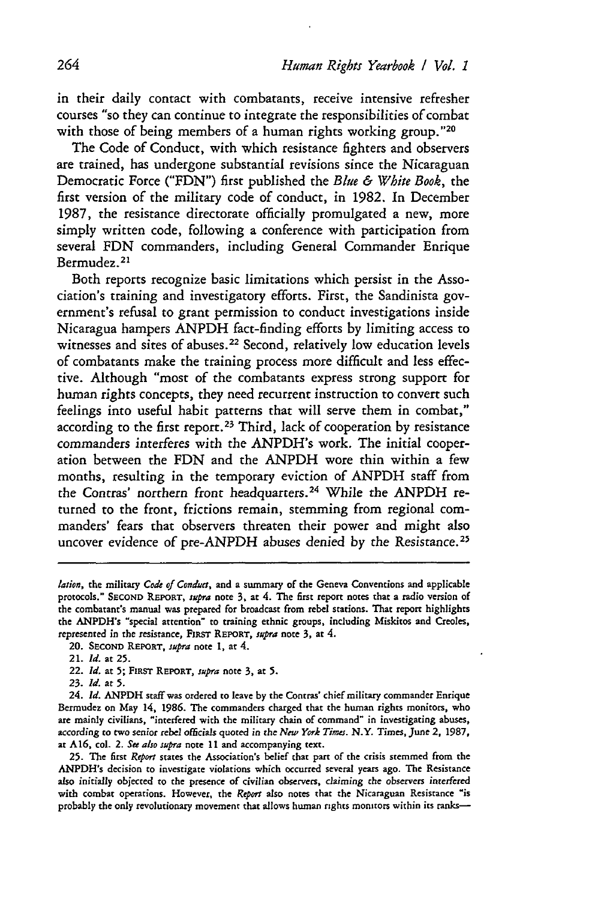in their daily contact with combatants, receive intensive refresher courses "so they can continue to integrate the responsibilities of combat with those of being members of a human rights working group."[20]

The Code of Conduct, with which resistance fighters and observers are trained, has undergone substantial revisions since the Nicaraguan Democratic Force ("FDN") first published the *Blue & White Book*, the first version of the military code of conduct, in 1982. In December 1987, the resistance directorate officially promulgated a new, more simply written code, following a conference with participation from several FDN commanders, including General Commander Enrique Bermudez.[21]

Both reports recognize basic limitations which persist in the Association's training and investigatory efforts. First, the Sandinista government's refusal to grant permission to conduct investigations inside Nicaragua hampers ANPDH fact-finding efforts by limiting access to witnesses and sites of abuses.[22] Second, relatively low education levels of combatants make the training process more difficult and less effective. Although "most of the combatants express strong support for human rights concepts, they need recurrent instruction to convert such feelings into useful habit patterns that will serve them in combat," according to the first report.[23] Third, lack of cooperation by resistance commanders interferes with the ANPDH's work. The initial cooperation between the FDN and the ANPDH wore thin within a few months, resulting in the temporary eviction of ANPDH staff from the Contras' northern front headquarters.[24] While the ANPDH returned to the front, frictions remain, stemming from regional commanders' fears that observers threaten their power and might also uncover evidence of pre-ANPDH abuses denied by the Resistance.[25]

---

*lation*, the military *Code of Conduct*, and a summary of the Geneva Conventions and applicable protocols." SECOND REPORT, *supra* note 3, at 4. The first report notes that a radio version of the combatant's manual was prepared for broadcast from rebel stations. That report highlights the ANPDH's "special attention" to training ethnic groups, including Miskitos and Creoles, represented in the resistance, FIRST REPORT, *supra* note 3, at 4.

20. SECOND REPORT, *supra* note 1, at 4.

21. *Id.* at 25.

22. *Id.* at 5; FIRST REPORT, *supra* note 3, at 5.

23. *Id.* at 5.

24. *Id.* ANPDH staff was ordered to leave by the Contras' chief military commander Enrique Bermudez on May 14, 1986. The commanders charged that the human rights monitors, who are mainly civilians, "interfered with the military chain of command" in investigating abuses, according to two senior rebel officials quoted in the *New York Times*. N.Y. Times, June 2, 1987, at A16, col. 2. *See also supra* note 11 and accompanying text.

25. The first *Report* states the Association's belief that part of the crisis stemmed from the ANPDH's decision to investigate violations which occurred several years ago. The Resistance also initially objected to the presence of civilian observers, claiming the observers interfered with combat operations. However, the *Report* also notes that the Nicaraguan Resistance "is probably the only revolutionary movement that allows human rights monitors within its ranks—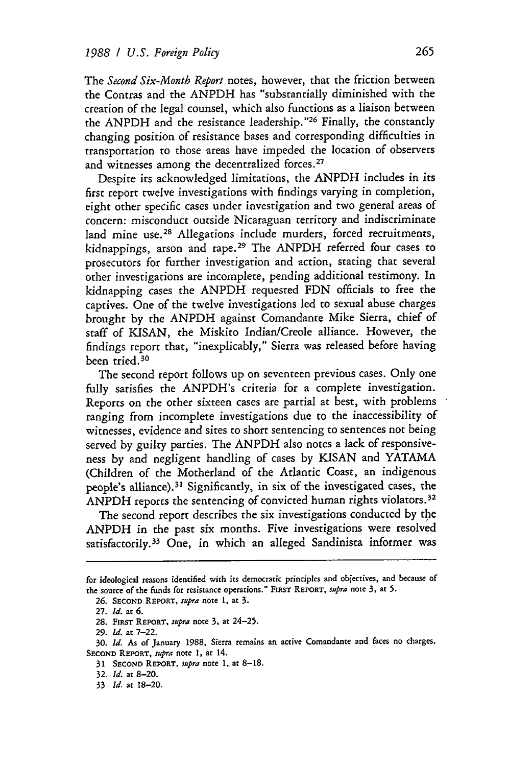The *Second Six-Month Report* notes, however, that the friction between the Contras and the ANPDH has "substantially diminished with the creation of the legal counsel, which also functions as a liaison between the ANPDH and the resistance leadership."[26] Finally, the constantly changing position of resistance bases and corresponding difficulties in transportation to those areas have impeded the location of observers and witnesses among the decentralized forces.[27]

Despite its acknowledged limitations, the ANPDH includes in its first report twelve investigations with findings varying in completion, eight other specific cases under investigation and two general areas of concern: misconduct outside Nicaraguan territory and indiscriminate land mine use.[28] Allegations include murders, forced recruitments, kidnappings, arson and rape.[29] The ANPDH referred four cases to prosecutors for further investigation and action, stating that several other investigations are incomplete, pending additional testimony. In kidnapping cases the ANPDH requested FDN officials to free the captives. One of the twelve investigations led to sexual abuse charges brought by the ANPDH against Comandante Mike Sierra, chief of staff of KISAN, the Miskito Indian/Creole alliance. However, the findings report that, "inexplicably," Sierra was released before having been tried.[30]

The second report follows up on seventeen previous cases. Only one fully satisfies the ANPDH's criteria for a complete investigation. Reports on the other sixteen cases are partial at best, with problems ranging from incomplete investigations due to the inaccessibility of witnesses, evidence and sites to short sentencing to sentences not being served by guilty parties. The ANPDH also notes a lack of responsiveness by and negligent handling of cases by KISAN and YATAMA (Children of the Motherland of the Atlantic Coast, an indigenous people's alliance).[31] Significantly, in six of the investigated cases, the ANPDH reports the sentencing of convicted human rights violators.[32]

The second report describes the six investigations conducted by the ANPDH in the past six months. Five investigations were resolved satisfactorily.[33] One, in which an alleged Sandinista informer was

---

for ideological reasons identified with its democratic principles and objectives, and because of the source of the funds for resistance operations." FIRST REPORT, *supra* note 3, at 5.

26. SECOND REPORT, *supra* note 1, at 3.

27. *Id.* at 6.

28. FIRST REPORT, *supra* note 3, at 24–25.

29. *Id.* at 7–22.

30. *Id.* As of January 1988, Sierra remains an active Comandante and faces no charges. SECOND REPORT, *supra* note 1, at 14.

31 SECOND REPORT, *supra* note 1, at 8–18.

32. *Id.* at 8–20.

33 *Id.* at 18–20.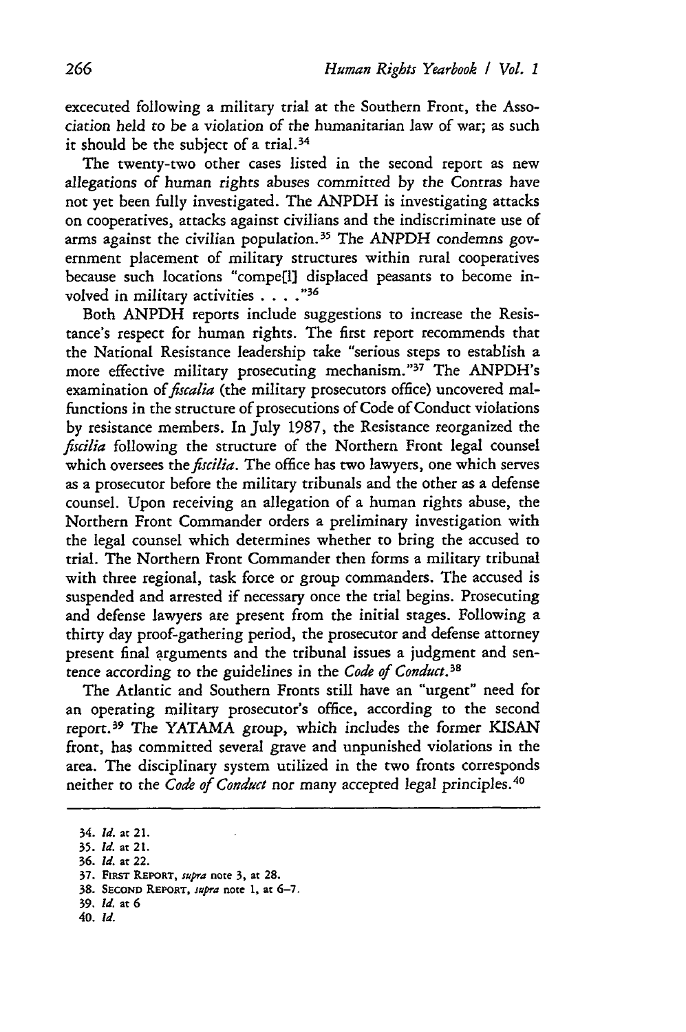excecuted following a military trial at the Southern Front, the Association held to be a violation of the humanitarian law of war; as such it should be the subject of a trial.[34]

The twenty-two other cases listed in the second report as new allegations of human rights abuses committed by the Contras have not yet been fully investigated. The ANPDH is investigating attacks on cooperatives, attacks against civilians and the indiscriminate use of arms against the civilian population.[35] The ANPDH condemns government placement of military structures within rural cooperatives because such locations "compe[l] displaced peasants to become involved in military activities . . . ."[36]

Both ANPDH reports include suggestions to increase the Resistance's respect for human rights. The first report recommends that the National Resistance leadership take "serious steps to establish a more effective military prosecuting mechanism."[37] The ANPDH's examination of *fiscalia* (the military prosecutors office) uncovered malfunctions in the structure of prosecutions of Code of Conduct violations by resistance members. In July 1987, the Resistance reorganized the *fiscilia* following the structure of the Northern Front legal counsel which oversees the *fiscilia*. The office has two lawyers, one which serves as a prosecutor before the military tribunals and the other as a defense counsel. Upon receiving an allegation of a human rights abuse, the Northern Front Commander orders a preliminary investigation with the legal counsel which determines whether to bring the accused to trial. The Northern Front Commander then forms a military tribunal with three regional, task force or group commanders. The accused is suspended and arrested if necessary once the trial begins. Prosecuting and defense lawyers are present from the initial stages. Following a thirty day proof-gathering period, the prosecutor and defense attorney present final arguments and the tribunal issues a judgment and sentence according to the guidelines in the *Code of Conduct*.[38]

The Atlantic and Southern Fronts still have an "urgent" need for an operating military prosecutor's office, according to the second report.[39] The YATAMA group, which includes the former KISAN front, has committed several grave and unpunished violations in the area. The disciplinary system utilized in the two fronts corresponds neither to the *Code of Conduct* nor many accepted legal principles.[40]

---

34. *Id.* at 21.
35. *Id.* at 21.
36. *Id.* at 22.
37. FIRST REPORT, *supra* note 3, at 28.
38. SECOND REPORT, *supra* note 1, at 6–7.
39. *Id.* at 6
40. *Id.*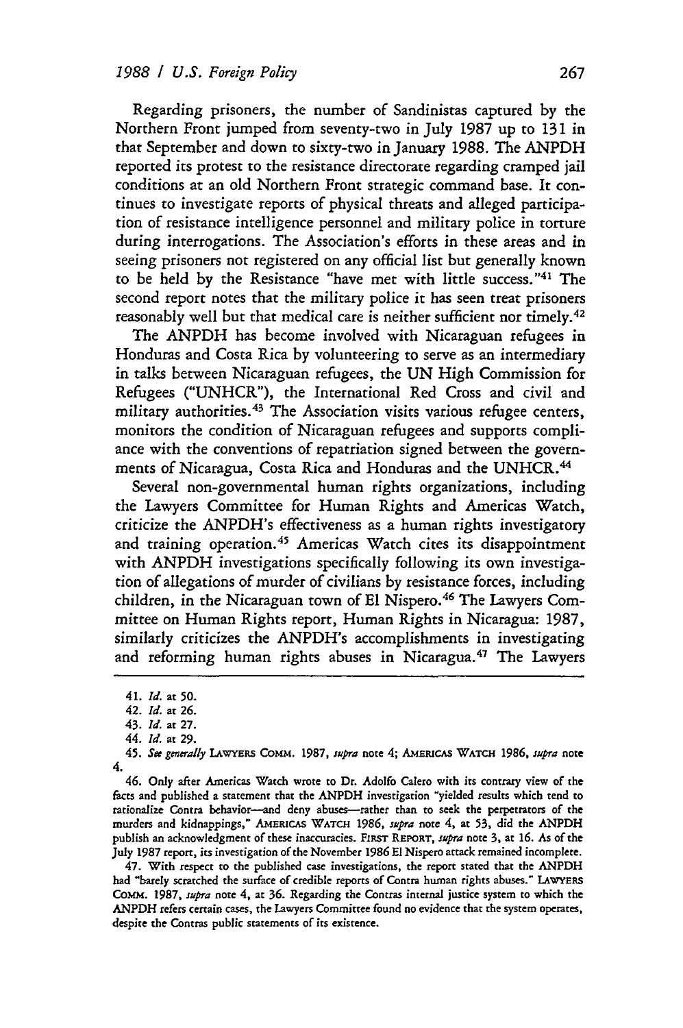Regarding prisoners, the number of Sandinistas captured by the Northern Front jumped from seventy-two in July 1987 up to 131 in that September and down to sixty-two in January 1988. The ANPDH reported its protest to the resistance directorate regarding cramped jail conditions at an old Northern Front strategic command base. It continues to investigate reports of physical threats and alleged participation of resistance intelligence personnel and military police in torture during interrogations. The Association's efforts in these areas and in seeing prisoners not registered on any official list but generally known to be held by the Resistance "have met with little success."[41] The second report notes that the military police it has seen treat prisoners reasonably well but that medical care is neither sufficient nor timely.[42]

The ANPDH has become involved with Nicaraguan refugees in Honduras and Costa Rica by volunteering to serve as an intermediary in talks between Nicaraguan refugees, the UN High Commission for Refugees ("UNHCR"), the International Red Cross and civil and military authorities.[43] The Association visits various refugee centers, monitors the condition of Nicaraguan refugees and supports compliance with the conventions of repatriation signed between the governments of Nicaragua, Costa Rica and Honduras and the UNHCR.[44]

Several non-governmental human rights organizations, including the Lawyers Committee for Human Rights and Americas Watch, criticize the ANPDH's effectiveness as a human rights investigatory and training operation.[45] Americas Watch cites its disappointment with ANPDH investigations specifically following its own investigation of allegations of murder of civilians by resistance forces, including children, in the Nicaraguan town of El Nispero.[46] The Lawyers Committee on Human Rights report, Human Rights in Nicaragua: 1987, similarly criticizes the ANPDH's accomplishments in investigating and reforming human rights abuses in Nicaragua.[47] The Lawyers

---

41. *Id.* at 50.

42. *Id.* at 26.

43. *Id.* at 27.

44. *Id.* at 29.

45. *See generally* LAWYERS COMM. 1987, *supra* note 4; AMERICAS WATCH 1986, *supra* note 4.

46. Only after Americas Watch wrote to Dr. Adolfo Calero with its contrary view of the facts and published a statement that the ANPDH investigation "yielded results which tend to rationalize Contra behavior—and deny abuses—rather than to seek the perpetrators of the murders and kidnappings," AMERICAS WATCH 1986, *supra* note 4, at 53, did the ANPDH publish an acknowledgment of these inaccuracies. FIRST REPORT, *supra* note 3, at 16. As of the July 1987 report, its investigation of the November 1986 El Nispero attack remained incomplete.

47. With respect to the published case investigations, the report stated that the ANPDH had "barely scratched the surface of credible reports of Contra human rights abuses." LAWYERS COMM. 1987, *supra* note 4, at 36. Regarding the Contras internal justice system to which the ANPDH refers certain cases, the Lawyers Committee found no evidence that the system operates, despite the Contras public statements of its existence.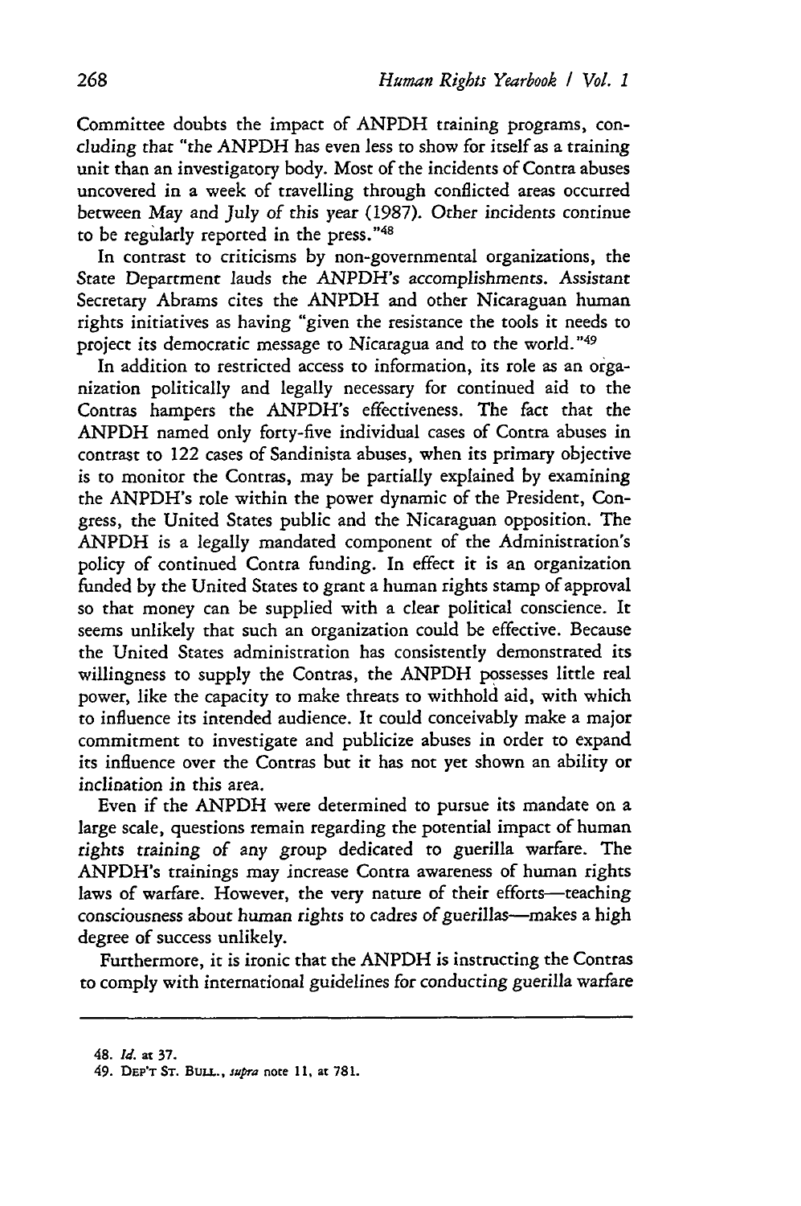Committee doubts the impact of ANPDH training programs, concluding that "the ANPDH has even less to show for itself as a training unit than an investigatory body. Most of the incidents of Contra abuses uncovered in a week of travelling through conflicted areas occurred between May and July of this year (1987). Other incidents continue to be regularly reported in the press."[48]

In contrast to criticisms by non-governmental organizations, the State Department lauds the ANPDH's accomplishments. Assistant Secretary Abrams cites the ANPDH and other Nicaraguan human rights initiatives as having "given the resistance the tools it needs to project its democratic message to Nicaragua and to the world."[49]

In addition to restricted access to information, its role as an organization politically and legally necessary for continued aid to the Contras hampers the ANPDH's effectiveness. The fact that the ANPDH named only forty-five individual cases of Contra abuses in contrast to 122 cases of Sandinista abuses, when its primary objective is to monitor the Contras, may be partially explained by examining the ANPDH's role within the power dynamic of the President, Congress, the United States public and the Nicaraguan opposition. The ANPDH is a legally mandated component of the Administration's policy of continued Contra funding. In effect it is an organization funded by the United States to grant a human rights stamp of approval so that money can be supplied with a clear political conscience. It seems unlikely that such an organization could be effective. Because the United States administration has consistently demonstrated its willingness to supply the Contras, the ANPDH possesses little real power, like the capacity to make threats to withhold aid, with which to influence its intended audience. It could conceivably make a major commitment to investigate and publicize abuses in order to expand its influence over the Contras but it has not yet shown an ability or inclination in this area.

Even if the ANPDH were determined to pursue its mandate on a large scale, questions remain regarding the potential impact of human rights training of any group dedicated to guerilla warfare. The ANPDH's trainings may increase Contra awareness of human rights laws of warfare. However, the very nature of their efforts—teaching consciousness about human rights to cadres of guerillas—makes a high degree of success unlikely.

Furthermore, it is ironic that the ANPDH is instructing the Contras to comply with international guidelines for conducting guerilla warfare

---

48. *Id.* at 37.
49. DEP'T ST. BULL., *supra* note 11, at 781.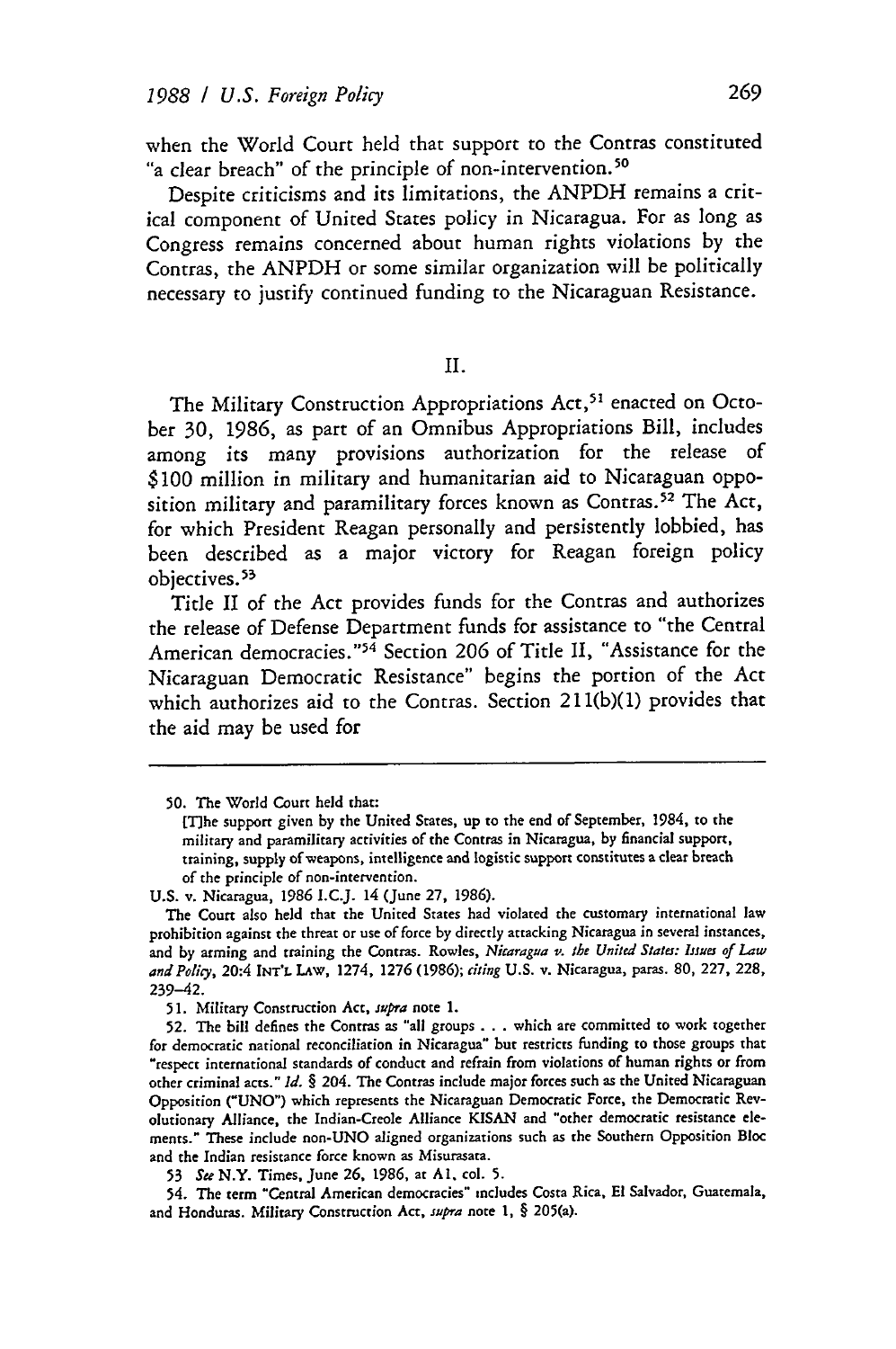when the World Court held that support to the Contras constituted "a clear breach" of the principle of non-intervention.[50]

Despite criticisms and its limitations, the ANPDH remains a critical component of United States policy in Nicaragua. For as long as Congress remains concerned about human rights violations by the Contras, the ANPDH or some similar organization will be politically necessary to justify continued funding to the Nicaraguan Resistance.

## II.

The Military Construction Appropriations Act,[51] enacted on October 30, 1986, as part of an Omnibus Appropriations Bill, includes among its many provisions authorization for the release of $100 million in military and humanitarian aid to Nicaraguan opposition military and paramilitary forces known as Contras.[52] The Act, for which President Reagan personally and persistently lobbied, has been described as a major victory for Reagan foreign policy objectives.[53]

Title II of the Act provides funds for the Contras and authorizes the release of Defense Department funds for assistance to "the Central American democracies."[54] Section 206 of Title II, "Assistance for the Nicaraguan Democratic Resistance" begins the portion of the Act which authorizes aid to the Contras. Section 211(b)(1) provides that the aid may be used for

---

50. The World Court held that:

> [T]he support given by the United States, up to the end of September, 1984, to the military and paramilitary activities of the Contras in Nicaragua, by financial support, training, supply of weapons, intelligence and logistic support constitutes a clear breach of the principle of non-intervention.

U.S. v. Nicaragua, 1986 I.C.J. 14 (June 27, 1986).

The Court also held that the United States had violated the customary international law prohibition against the threat or use of force by directly attacking Nicaragua in several instances, and by arming and training the Contras. Rowles, *Nicaragua v. the United States: Issues of Law and Policy*, 20:4 INT'L LAW, 1274, 1276 (1986); *citing* U.S. v. Nicaragua, paras. 80, 227, 228, 239–42.

51. Military Construction Act, *supra* note 1.

52. The bill defines the Contras as "all groups . . . which are committed to work together for democratic national reconciliation in Nicaragua" but restricts funding to those groups that "respect international standards of conduct and refrain from violations of human rights or from other criminal acts." *Id.* § 204. The Contras include major forces such as the United Nicaraguan Opposition ("UNO") which represents the Nicaraguan Democratic Force, the Democratic Revolutionary Alliance, the Indian-Creole Alliance KISAN and "other democratic resistance elements." These include non-UNO aligned organizations such as the Southern Opposition Bloc and the Indian resistance force known as Misurasata.

53 *See* N.Y. Times, June 26, 1986, at A1, col. 5.

54. The term "Central American democracies" includes Costa Rica, El Salvador, Guatemala, and Honduras. Military Construction Act, *supra* note 1, § 205(a).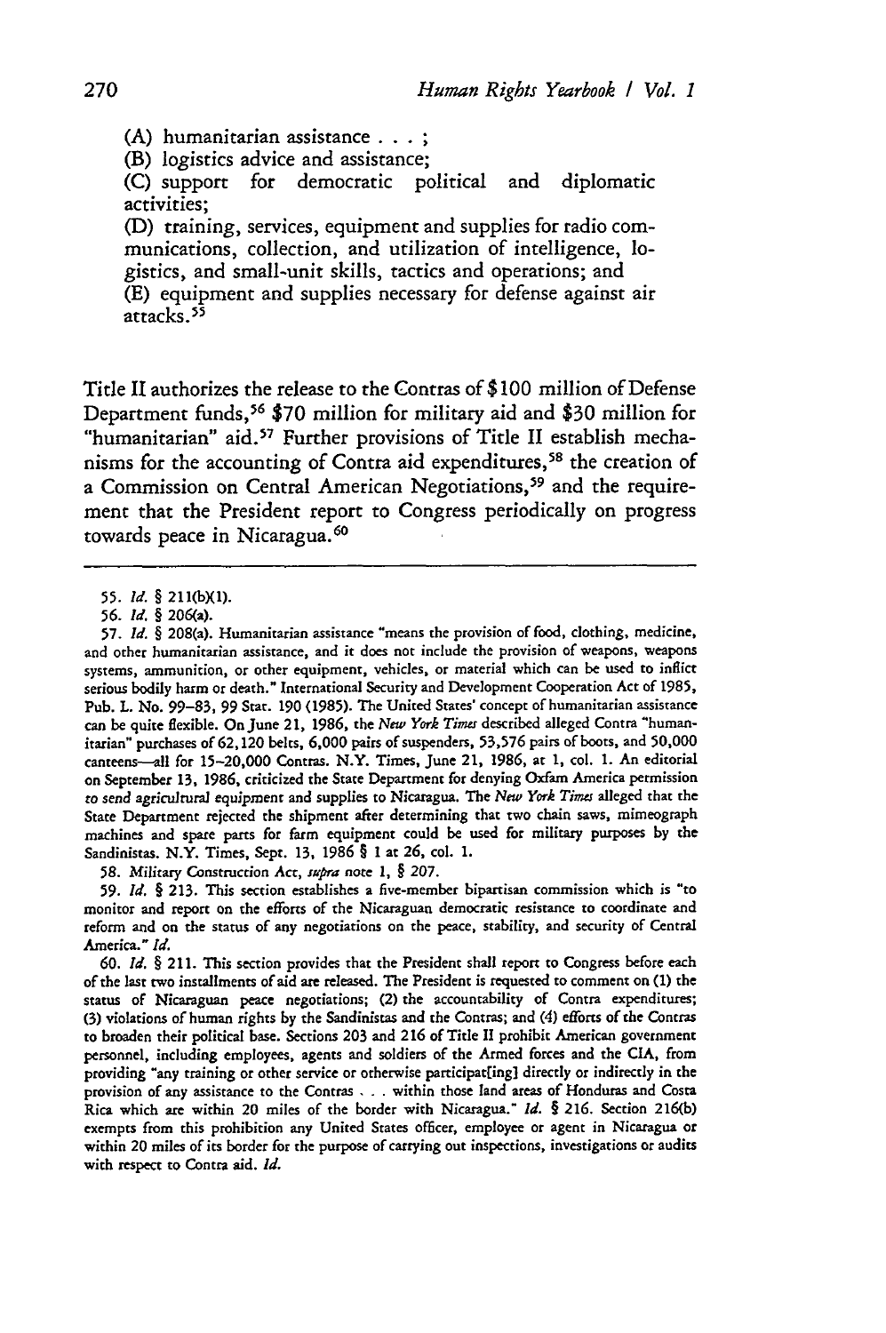(A) humanitarian assistance . . . ;

(B) logistics advice and assistance;

(C) support for democratic political and diplomatic activities;

(D) training, services, equipment and supplies for radio communications, collection, and utilization of intelligence, logistics, and small-unit skills, tactics and operations; and

(E) equipment and supplies necessary for defense against air attacks.[55]

Title II authorizes the release to the Contras of $100 million of Defense Department funds,[56] $70 million for military aid and $30 million for "humanitarian" aid.[57] Further provisions of Title II establish mechanisms for the accounting of Contra aid expenditures,[58] the creation of a Commission on Central American Negotiations,[59] and the requirement that the President report to Congress periodically on progress towards peace in Nicaragua.[60]

---

55. *Id.* § 211(b)(1).

56. *Id.* § 206(a).

57. *Id.* § 208(a). Humanitarian assistance "means the provision of food, clothing, medicine, and other humanitarian assistance, and it does not include the provision of weapons, weapons systems, ammunition, or other equipment, vehicles, or material which can be used to inflict serious bodily harm or death." International Security and Development Cooperation Act of 1985, Pub. L. No. 99–83, 99 Stat. 190 (1985). The United States' concept of humanitarian assistance can be quite flexible. On June 21, 1986, the *New York Times* described alleged Contra "humanitarian" purchases of 62,120 belts, 6,000 pairs of suspenders, 53,576 pairs of boots, and 50,000 canteens—all for 15–20,000 Contras. N.Y. Times, June 21, 1986, at 1, col. 1. An editorial on September 13, 1986, criticized the State Department for denying Oxfam America permission to send agricultural equipment and supplies to Nicaragua. The *New York Times* alleged that the State Department rejected the shipment after determining that two chain saws, mimeograph machines and spare parts for farm equipment could be used for military purposes by the Sandinistas. N.Y. Times, Sept. 13, 1986 § 1 at 26, col. 1.

58. Military Construction Act, *supra* note 1, § 207.

59. *Id.* § 213. This section establishes a five-member bipartisan commission which is "to monitor and report on the efforts of the Nicaraguan democratic resistance to coordinate and reform and on the status of any negotiations on the peace, stability, and security of Central America." *Id.*

60. *Id.* § 211. This section provides that the President shall report to Congress before each of the last two installments of aid are released. The President is requested to comment on (1) the status of Nicaraguan peace negotiations; (2) the accountability of Contra expenditures; (3) violations of human rights by the Sandinistas and the Contras; and (4) efforts of the Contras to broaden their political base. Sections 203 and 216 of Title II prohibit American government personnel, including employees, agents and soldiers of the Armed forces and the CIA, from providing "any training or other service or otherwise participat[ing] directly or indirectly in the provision of any assistance to the Contras . . . within those land areas of Honduras and Costa Rica which are within 20 miles of the border with Nicaragua." *Id.* § 216. Section 216(b) exempts from this prohibition any United States officer, employee or agent in Nicaragua or within 20 miles of its border for the purpose of carrying out inspections, investigations or audits with respect to Contra aid. *Id.*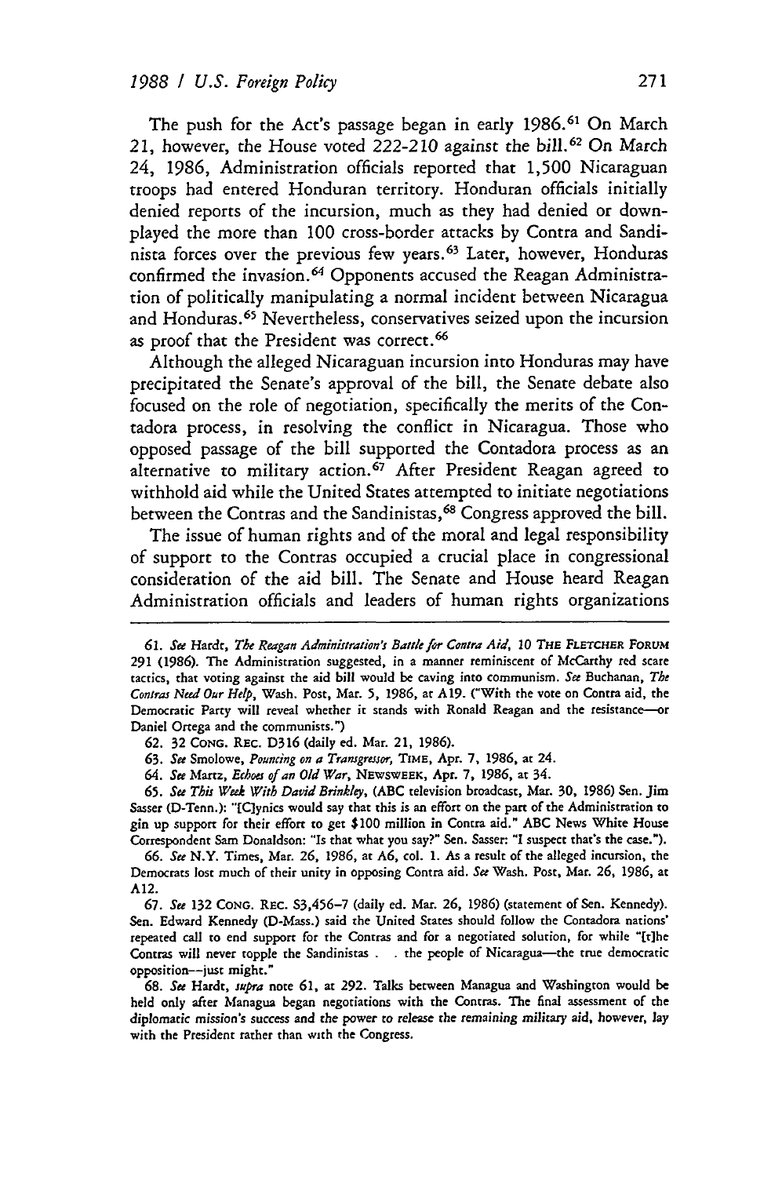The push for the Act's passage began in early 1986.[61] On March 21, however, the House voted 222-210 against the bill.[62] On March 24, 1986, Administration officials reported that 1,500 Nicaraguan troops had entered Honduran territory. Honduran officials initially denied reports of the incursion, much as they had denied or downplayed the more than 100 cross-border attacks by Contra and Sandinista forces over the previous few years.[63] Later, however, Honduras confirmed the invasion.[64] Opponents accused the Reagan Administration of politically manipulating a normal incident between Nicaragua and Honduras.[65] Nevertheless, conservatives seized upon the incursion as proof that the President was correct.[66]

Although the alleged Nicaraguan incursion into Honduras may have precipitated the Senate's approval of the bill, the Senate debate also focused on the role of negotiation, specifically the merits of the Contadora process, in resolving the conflict in Nicaragua. Those who opposed passage of the bill supported the Contadora process as an alternative to military action.[67] After President Reagan agreed to withhold aid while the United States attempted to initiate negotiations between the Contras and the Sandinistas,[68] Congress approved the bill.

The issue of human rights and of the moral and legal responsibility of support to the Contras occupied a crucial place in congressional consideration of the aid bill. The Senate and House heard Reagan Administration officials and leaders of human rights organizations

---

61. *See* Hardt, *The Reagan Administration's Battle for Contra Aid*, 10 THE FLETCHER FORUM 291 (1986). The Administration suggested, in a manner reminiscent of McCarthy red scare tactics, that voting against the aid bill would be caving into communism. *See* Buchanan, *The Contras Need Our Help*, Wash. Post, Mar. 5, 1986, at A19. ("With the vote on Contra aid, the Democratic Party will reveal whether it stands with Ronald Reagan and the resistance—or Daniel Ortega and the communists.")

62. 32 CONG. REC. D316 (daily ed. Mar. 21, 1986).

63. *See* Smolowe, *Pouncing on a Transgressor*, TIME, Apr. 7, 1986, at 24.

64. *See* Martz, *Echoes of an Old War*, NEWSWEEK, Apr. 7, 1986, at 34.

65. *See This Week With David Brinkley*, (ABC television broadcast, Mar. 30, 1986) Sen. Jim Sasser (D-Tenn.): "[C]ynics would say that this is an effort on the part of the Administration to gin up support for their effort to get $100 million in Contra aid." ABC News White House Correspondent Sam Donaldson: "Is that what you say?" Sen. Sasser: "I suspect that's the case.").

66. *See* N.Y. Times, Mar. 26, 1986, at A6, col. 1. As a result of the alleged incursion, the Democrats lost much of their unity in opposing Contra aid. *See* Wash. Post, Mar. 26, 1986, at A12.

67. *See* 132 CONG. REC. S3,456-7 (daily ed. Mar. 26, 1986) (statement of Sen. Kennedy). Sen. Edward Kennedy (D-Mass.) said the United States should follow the Contadora nations' repeated call to end support for the Contras and for a negotiated solution, for while "[t]he Contras will never topple the Sandinistas . . the people of Nicaragua—the true democratic opposition—just might."

68. *See* Hardt, *supra* note 61, at 292. Talks between Managua and Washington would be held only after Managua began negotiations with the Contras. The final assessment of the diplomatic mission's success and the power to release the remaining military aid, however, lay with the President rather than with the Congress.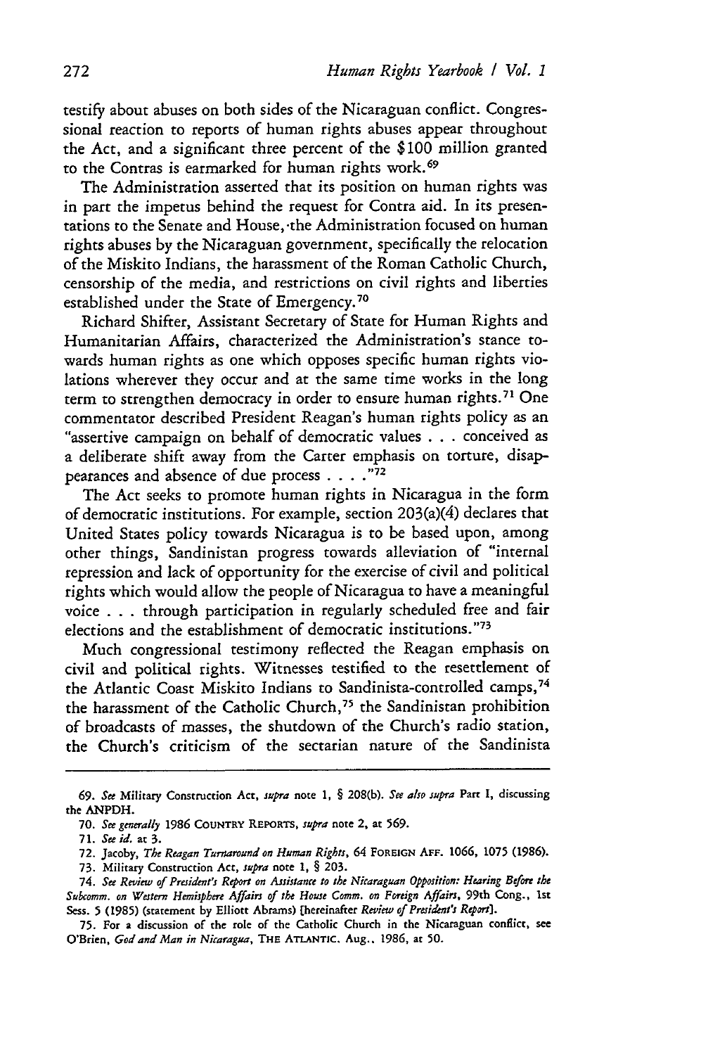testify about abuses on both sides of the Nicaraguan conflict. Congressional reaction to reports of human rights abuses appear throughout the Act, and a significant three percent of the $100 million granted to the Contras is earmarked for human rights work.[69]

The Administration asserted that its position on human rights was in part the impetus behind the request for Contra aid. In its presentations to the Senate and House, the Administration focused on human rights abuses by the Nicaraguan government, specifically the relocation of the Miskito Indians, the harassment of the Roman Catholic Church, censorship of the media, and restrictions on civil rights and liberties established under the State of Emergency.[70]

Richard Shifter, Assistant Secretary of State for Human Rights and Humanitarian Affairs, characterized the Administration's stance towards human rights as one which opposes specific human rights violations wherever they occur and at the same time works in the long term to strengthen democracy in order to ensure human rights.[71] One commentator described President Reagan's human rights policy as an "assertive campaign on behalf of democratic values . . . conceived as a deliberate shift away from the Carter emphasis on torture, disappearances and absence of due process . . . ."[72]

The Act seeks to promote human rights in Nicaragua in the form of democratic institutions. For example, section 203(a)(4) declares that United States policy towards Nicaragua is to be based upon, among other things, Sandinistan progress towards alleviation of "internal repression and lack of opportunity for the exercise of civil and political rights which would allow the people of Nicaragua to have a meaningful voice . . . through participation in regularly scheduled free and fair elections and the establishment of democratic institutions."[73]

Much congressional testimony reflected the Reagan emphasis on civil and political rights. Witnesses testified to the resettlement of the Atlantic Coast Miskito Indians to Sandinista-controlled camps,[74] the harassment of the Catholic Church,[75] the Sandinistan prohibition of broadcasts of masses, the shutdown of the Church's radio station, the Church's criticism of the sectarian nature of the Sandinista

---

69. *See* Military Construction Act, *supra* note 1, § 208(b). *See also supra* Part I, discussing the ANPDH.

70. *See generally* 1986 COUNTRY REPORTS, *supra* note 2, at 569.

71. *See id.* at 3.

72. Jacoby, *The Reagan Turnaround on Human Rights*, 64 FOREIGN AFF. 1066, 1075 (1986).

73. Military Construction Act, *supra* note 1, § 203.

74. *See Review of President's Report on Assistance to the Nicaraguan Opposition: Hearing Before the Subcomm. on Western Hemisphere Affairs of the House Comm. on Foreign Affairs*, 99th Cong., 1st Sess. 5 (1985) (statement by Elliott Abrams) [hereinafter *Review of President's Report*].

75. For a discussion of the role of the Catholic Church in the Nicaraguan conflict, see O'Brien, *God and Man in Nicaragua*, THE ATLANTIC, Aug., 1986, at 50.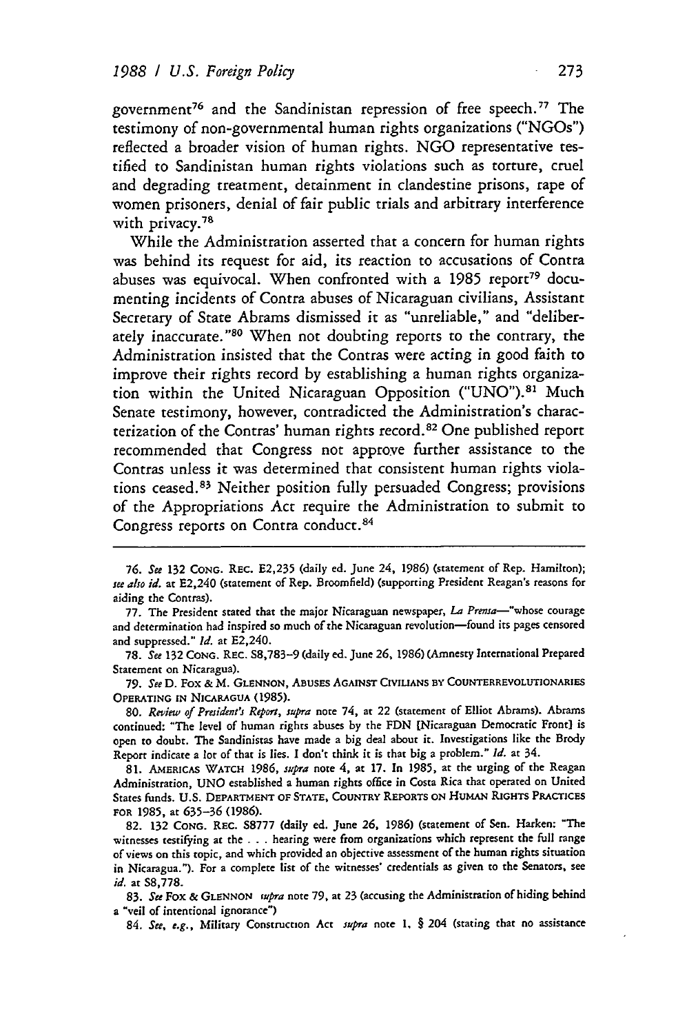government[76] and the Sandinistan repression of free speech.[77] The testimony of non-governmental human rights organizations ("NGOs") reflected a broader vision of human rights. NGO representative testified to Sandinistan human rights violations such as torture, cruel and degrading treatment, detainment in clandestine prisons, rape of women prisoners, denial of fair public trials and arbitrary interference with privacy.[78]

While the Administration asserted that a concern for human rights was behind its request for aid, its reaction to accusations of Contra abuses was equivocal. When confronted with a 1985 report[79] documenting incidents of Contra abuses of Nicaraguan civilians, Assistant Secretary of State Abrams dismissed it as "unreliable," and "deliberately inaccurate."[80] When not doubting reports to the contrary, the Administration insisted that the Contras were acting in good faith to improve their rights record by establishing a human rights organization within the United Nicaraguan Opposition ("UNO").[81] Much Senate testimony, however, contradicted the Administration's characterization of the Contras' human rights record.[82] One published report recommended that Congress not approve further assistance to the Contras unless it was determined that consistent human rights violations ceased.[83] Neither position fully persuaded Congress; provisions of the Appropriations Act require the Administration to submit to Congress reports on Contra conduct.[84]

---

76. *See* 132 CONG. REC. E2,235 (daily ed. June 24, 1986) (statement of Rep. Hamilton); *see also id.* at E2,240 (statement of Rep. Broomfield) (supporting President Reagan's reasons for aiding the Contras).

77. The President stated that the major Nicaraguan newspaper, *La Prensa*—"whose courage and determination had inspired so much of the Nicaraguan revolution—found its pages censored and suppressed." *Id.* at E2,240.

78. *See* 132 CONG. REC. S8,783–9 (daily ed. June 26, 1986) (Amnesty International Prepared Statement on Nicaragua).

79. *See* D. FOX & M. GLENNON, ABUSES AGAINST CIVILIANS BY COUNTERREVOLUTIONARIES OPERATING IN NICARAGUA (1985).

80. *Review of President's Report*, *supra* note 74, at 22 (statement of Elliot Abrams). Abrams continued: "The level of human rights abuses by the FDN [Nicaraguan Democratic Front] is open to doubt. The Sandinistas have made a big deal about it. Investigations like the Brody Report indicate a lot of that is lies. I don't think it is that big a problem." *Id.* at 34.

81. AMERICAS WATCH 1986, *supra* note 4, at 17. In 1985, at the urging of the Reagan Administration, UNO established a human rights office in Costa Rica that operated on United States funds. U.S. DEPARTMENT OF STATE, COUNTRY REPORTS ON HUMAN RIGHTS PRACTICES FOR 1985, at 635–36 (1986).

82. 132 CONG. REC. S8777 (daily ed. June 26, 1986) (statement of Sen. Harken: "The witnesses testifying at the . . . hearing were from organizations which represent the full range of views on this topic, and which provided an objective assessment of the human rights situation in Nicaragua."). For a complete list of the witnesses' credentials as given to the Senators, see *id.* at S8,778.

83. *See* FOX & GLENNON *supra* note 79, at 23 (accusing the Administration of hiding behind a "veil of intentional ignorance")

84. *See, e.g.*, Military Construction Act *supra* note 1, § 204 (stating that no assistance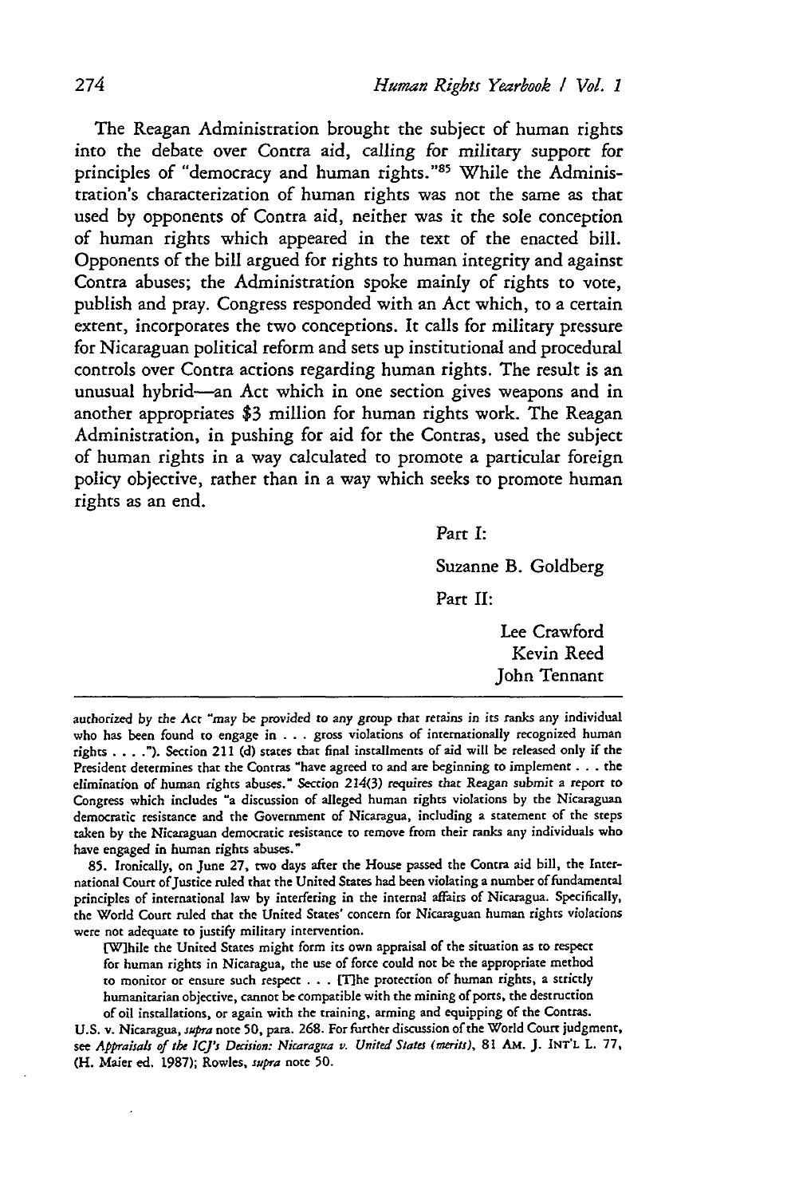The Reagan Administration brought the subject of human rights into the debate over Contra aid, calling for military support for principles of "democracy and human rights."[85] While the Administration's characterization of human rights was not the same as that used by opponents of Contra aid, neither was it the sole conception of human rights which appeared in the text of the enacted bill. Opponents of the bill argued for rights to human integrity and against Contra abuses; the Administration spoke mainly of rights to vote, publish and pray. Congress responded with an Act which, to a certain extent, incorporates the two conceptions. It calls for military pressure for Nicaraguan political reform and sets up institutional and procedural controls over Contra actions regarding human rights. The result is an unusual hybrid—an Act which in one section gives weapons and in another appropriates $3 million for human rights work. The Reagan Administration, in pushing for aid for the Contras, used the subject of human rights in a way calculated to promote a particular foreign policy objective, rather than in a way which seeks to promote human rights as an end.

Part I:

Suzanne B. Goldberg

Part II:

Lee Crawford
Kevin Reed
John Tennant

---

authorized by the Act "may be provided to any group that retains in its ranks any individual who has been found to engage in . . . gross violations of internationally recognized human rights . . . ."). Section 211 (d) states that final installments of aid will be released only if the President determines that the Contras "have agreed to and are beginning to implement . . . the elimination of human rights abuses." Section 214(3) requires that Reagan submit a report to Congress which includes "a discussion of alleged human rights violations by the Nicaraguan democratic resistance and the Government of Nicaragua, including a statement of the steps taken by the Nicaraguan democratic resistance to remove from their ranks any individuals who have engaged in human rights abuses."

85. Ironically, on June 27, two days after the House passed the Contra aid bill, the International Court of Justice ruled that the United States had been violating a number of fundamental principles of international law by interfering in the internal affairs of Nicaragua. Specifically, the World Court ruled that the United States' concern for Nicaraguan human rights violations were not adequate to justify military intervention.

> [W]hile the United States might form its own appraisal of the situation as to respect for human rights in Nicaragua, the use of force could not be the appropriate method to monitor or ensure such respect . . . [T]he protection of human rights, a strictly humanitarian objective, cannot be compatible with the mining of ports, the destruction of oil installations, or again with the training, arming and equipping of the Contras.

U.S. v. Nicaragua, *supra* note 50, para. 268. For further discussion of the World Court judgment, see *Appraisals of the ICJ's Decision: Nicaragua v. United States (merits)*, 81 AM. J. INT'L L. 77, (H. Maier ed. 1987); Rowles, *supra* note 50.